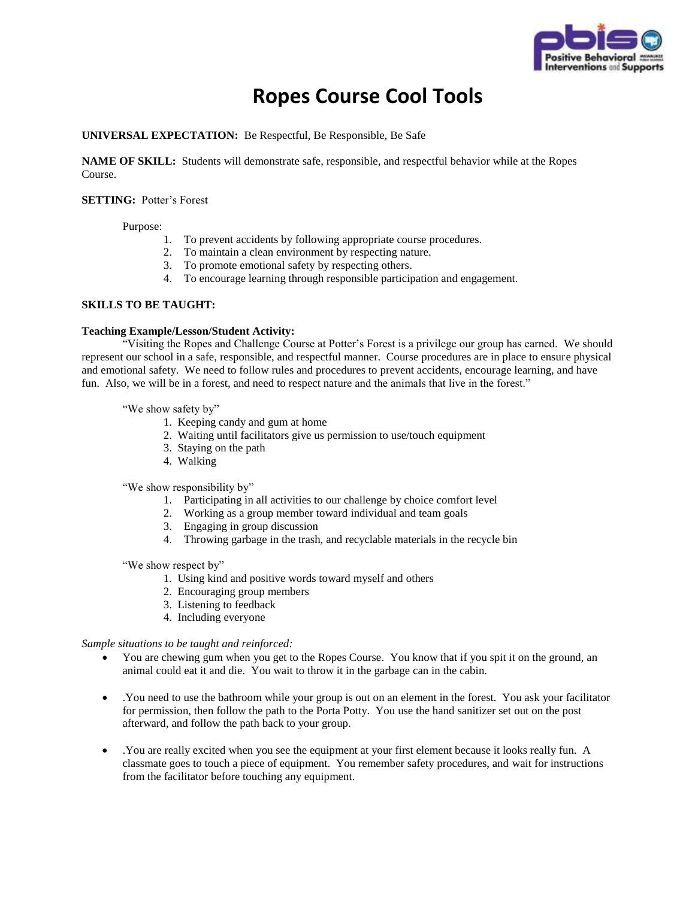# Ropes Course Cool Tools

**UNIVERSAL EXPECTATION:** Be Respectful, Be Responsible, Be Safe

**NAME OF SKILL:** Students will demonstrate safe, responsible, and respectful behavior while at the Ropes Course.

**SETTING:** Potter's Forest

Purpose:

1. To prevent accidents by following appropriate course procedures.
2. To maintain a clean environment by respecting nature.
3. To promote emotional safety by respecting others.
4. To encourage learning through responsible participation and engagement.

**SKILLS TO BE TAUGHT:**

**Teaching Example/Lesson/Student Activity:**

"Visiting the Ropes and Challenge Course at Potter's Forest is a privilege our group has earned. We should represent our school in a safe, responsible, and respectful manner. Course procedures are in place to ensure physical and emotional safety. We need to follow rules and procedures to prevent accidents, encourage learning, and have fun. Also, we will be in a forest, and need to respect nature and the animals that live in the forest."

"We show safety by"

1. Keeping candy and gum at home
2. Waiting until facilitators give us permission to use/touch equipment
3. Staying on the path
4. Walking

"We show responsibility by"

1. Participating in all activities to our challenge by choice comfort level
2. Working as a group member toward individual and team goals
3. Engaging in group discussion
4. Throwing garbage in the trash, and recyclable materials in the recycle bin

"We show respect by"

1. Using kind and positive words toward myself and others
2. Encouraging group members
3. Listening to feedback
4. Including everyone

*Sample situations to be taught and reinforced:*

- You are chewing gum when you get to the Ropes Course. You know that if you spit it on the ground, an animal could eat it and die. You wait to throw it in the garbage can in the cabin.
- .You need to use the bathroom while your group is out on an element in the forest. You ask your facilitator for permission, then follow the path to the Porta Potty. You use the hand sanitizer set out on the post afterward, and follow the path back to your group.
- .You are really excited when you see the equipment at your first element because it looks really fun. A classmate goes to touch a piece of equipment. You remember safety procedures, and wait for instructions from the facilitator before touching any equipment.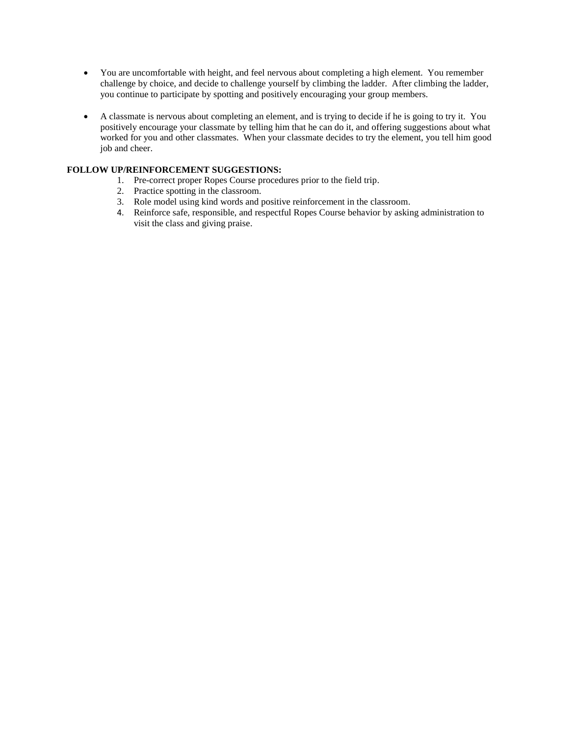- You are uncomfortable with height, and feel nervous about completing a high element. You remember challenge by choice, and decide to challenge yourself by climbing the ladder. After climbing the ladder, you continue to participate by spotting and positively encouraging your group members.

- A classmate is nervous about completing an element, and is trying to decide if he is going to try it. You positively encourage your classmate by telling him that he can do it, and offering suggestions about what worked for you and other classmates. When your classmate decides to try the element, you tell him good job and cheer.

**FOLLOW UP/REINFORCEMENT SUGGESTIONS:**

1. Pre-correct proper Ropes Course procedures prior to the field trip.
2. Practice spotting in the classroom.
3. Role model using kind words and positive reinforcement in the classroom.
4. Reinforce safe, responsible, and respectful Ropes Course behavior by asking administration to visit the class and giving praise.